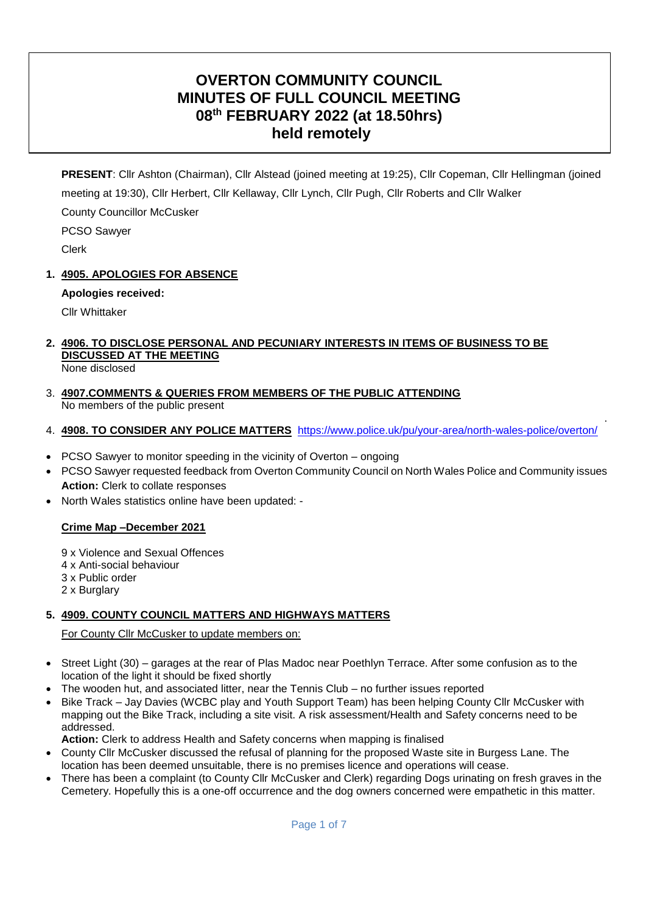# OVERTON COMMUNITY COUNCIL
# MINUTES OF FULL COUNCIL MEETING
# 08th FEBRUARY 2022 (at 18.50hrs)
# held remotely

**PRESENT**: Cllr Ashton (Chairman), Cllr Alstead (joined meeting at 19:25), Cllr Copeman, Cllr Hellingman (joined meeting at 19:30), Cllr Herbert, Cllr Kellaway, Cllr Lynch, Cllr Pugh, Cllr Roberts and Cllr Walker

County Councillor McCusker

PCSO Sawyer

Clerk

1. **4905. APOLOGIES FOR ABSENCE**

   **Apologies received:**

   Cllr Whittaker

2. **4906. TO DISCLOSE PERSONAL AND PECUNIARY INTERESTS IN ITEMS OF BUSINESS TO BE DISCUSSED AT THE MEETING**
   None disclosed

3. **4907.COMMENTS & QUERIES FROM MEMBERS OF THE PUBLIC ATTENDING**
   No members of the public present

4. **4908. TO CONSIDER ANY POLICE MATTERS** https://www.police.uk/pu/your-area/north-wales-police/overton/

- PCSO Sawyer to monitor speeding in the vicinity of Overton – ongoing
- PCSO Sawyer requested feedback from Overton Community Council on North Wales Police and Community issues
  **Action:** Clerk to collate responses
- North Wales statistics online have been updated: -

**Crime Map –December 2021**

9 x Violence and Sexual Offences
4 x Anti-social behaviour
3 x Public order
2 x Burglary

5. **4909. COUNTY COUNCIL MATTERS AND HIGHWAYS MATTERS**

   For County Cllr McCusker to update members on:

- Street Light (30) – garages at the rear of Plas Madoc near Poethlyn Terrace. After some confusion as to the location of the light it should be fixed shortly
- The wooden hut, and associated litter, near the Tennis Club – no further issues reported
- Bike Track – Jay Davies (WCBC play and Youth Support Team) has been helping County Cllr McCusker with mapping out the Bike Track, including a site visit. A risk assessment/Health and Safety concerns need to be addressed.
  **Action:** Clerk to address Health and Safety concerns when mapping is finalised
- County Cllr McCusker discussed the refusal of planning for the proposed Waste site in Burgess Lane. The location has been deemed unsuitable, there is no premises licence and operations will cease.
- There has been a complaint (to County Cllr McCusker and Clerk) regarding Dogs urinating on fresh graves in the Cemetery. Hopefully this is a one-off occurrence and the dog owners concerned were empathetic in this matter.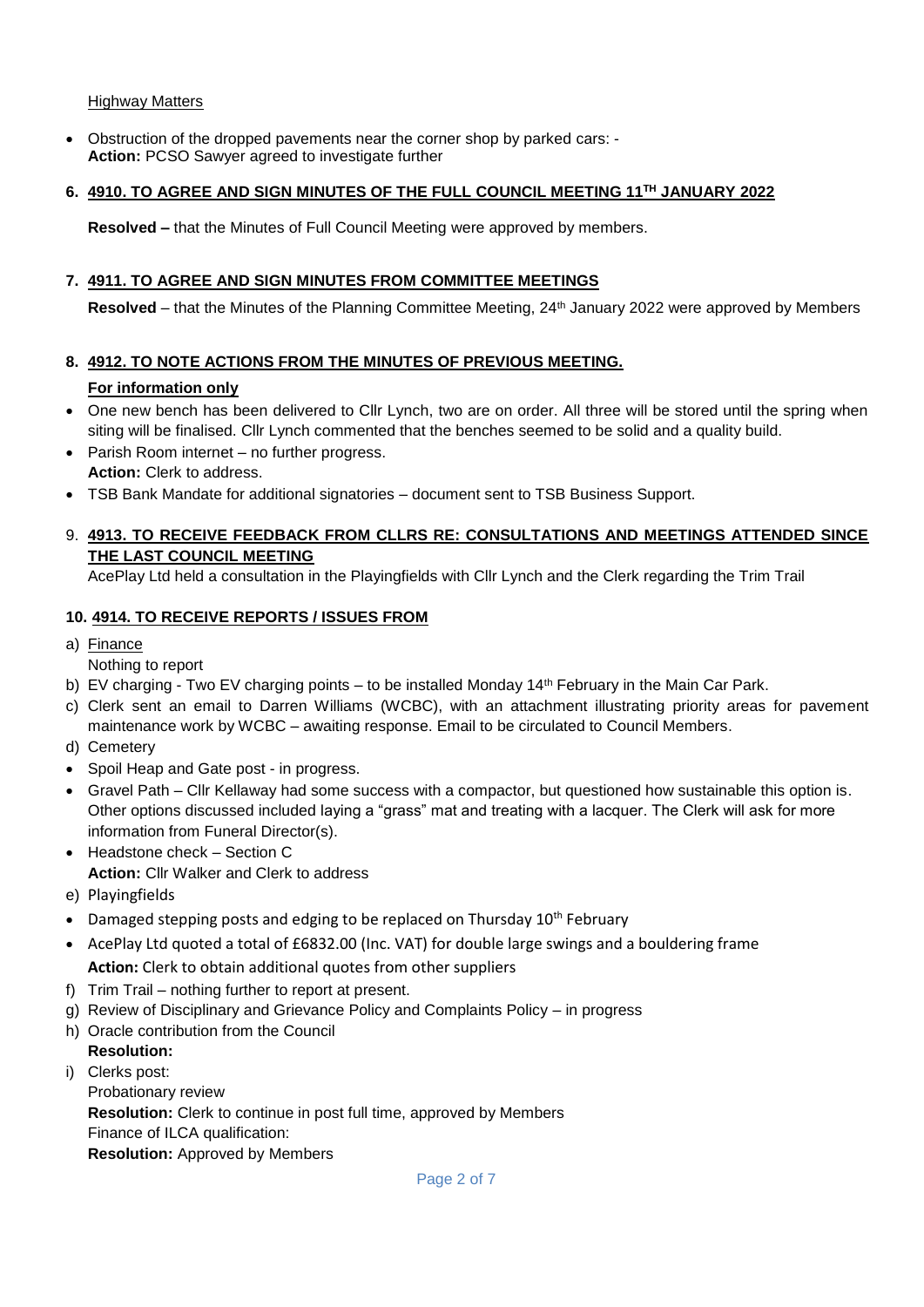Highway Matters

- Obstruction of the dropped pavements near the corner shop by parked cars: -
  **Action:** PCSO Sawyer agreed to investigate further

**6. 4910. TO AGREE AND SIGN MINUTES OF THE FULL COUNCIL MEETING 11TH JANUARY 2022**

**Resolved –** that the Minutes of Full Council Meeting were approved by members.

**7. 4911. TO AGREE AND SIGN MINUTES FROM COMMITTEE MEETINGS**

**Resolved** – that the Minutes of the Planning Committee Meeting, 24th January 2022 were approved by Members

**8. 4912. TO NOTE ACTIONS FROM THE MINUTES OF PREVIOUS MEETING.**

**For information only**

- One new bench has been delivered to Cllr Lynch, two are on order. All three will be stored until the spring when siting will be finalised. Cllr Lynch commented that the benches seemed to be solid and a quality build.
- Parish Room internet – no further progress.
  **Action:** Clerk to address.
- TSB Bank Mandate for additional signatories – document sent to TSB Business Support.

9. **4913. TO RECEIVE FEEDBACK FROM CLLRS RE: CONSULTATIONS AND MEETINGS ATTENDED SINCE THE LAST COUNCIL MEETING**

AcePlay Ltd held a consultation in the Playingfields with Cllr Lynch and the Clerk regarding the Trim Trail

**10. 4914. TO RECEIVE REPORTS / ISSUES FROM**

a) Finance
   Nothing to report
b) EV charging - Two EV charging points – to be installed Monday 14th February in the Main Car Park.
c) Clerk sent an email to Darren Williams (WCBC), with an attachment illustrating priority areas for pavement maintenance work by WCBC – awaiting response. Email to be circulated to Council Members.
d) Cemetery
- Spoil Heap and Gate post - in progress.
- Gravel Path – Cllr Kellaway had some success with a compactor, but questioned how sustainable this option is. Other options discussed included laying a "grass" mat and treating with a lacquer. The Clerk will ask for more information from Funeral Director(s).
- Headstone check – Section C
  **Action:** Cllr Walker and Clerk to address
e) Playingfields
- Damaged stepping posts and edging to be replaced on Thursday 10th February
- AcePlay Ltd quoted a total of £6832.00 (Inc. VAT) for double large swings and a bouldering frame
  **Action:** Clerk to obtain additional quotes from other suppliers
f) Trim Trail – nothing further to report at present.
g) Review of Disciplinary and Grievance Policy and Complaints Policy – in progress
h) Oracle contribution from the Council
   **Resolution:**
i) Clerks post:
   Probationary review
   **Resolution:** Clerk to continue in post full time, approved by Members
   Finance of ILCA qualification:
   **Resolution:** Approved by Members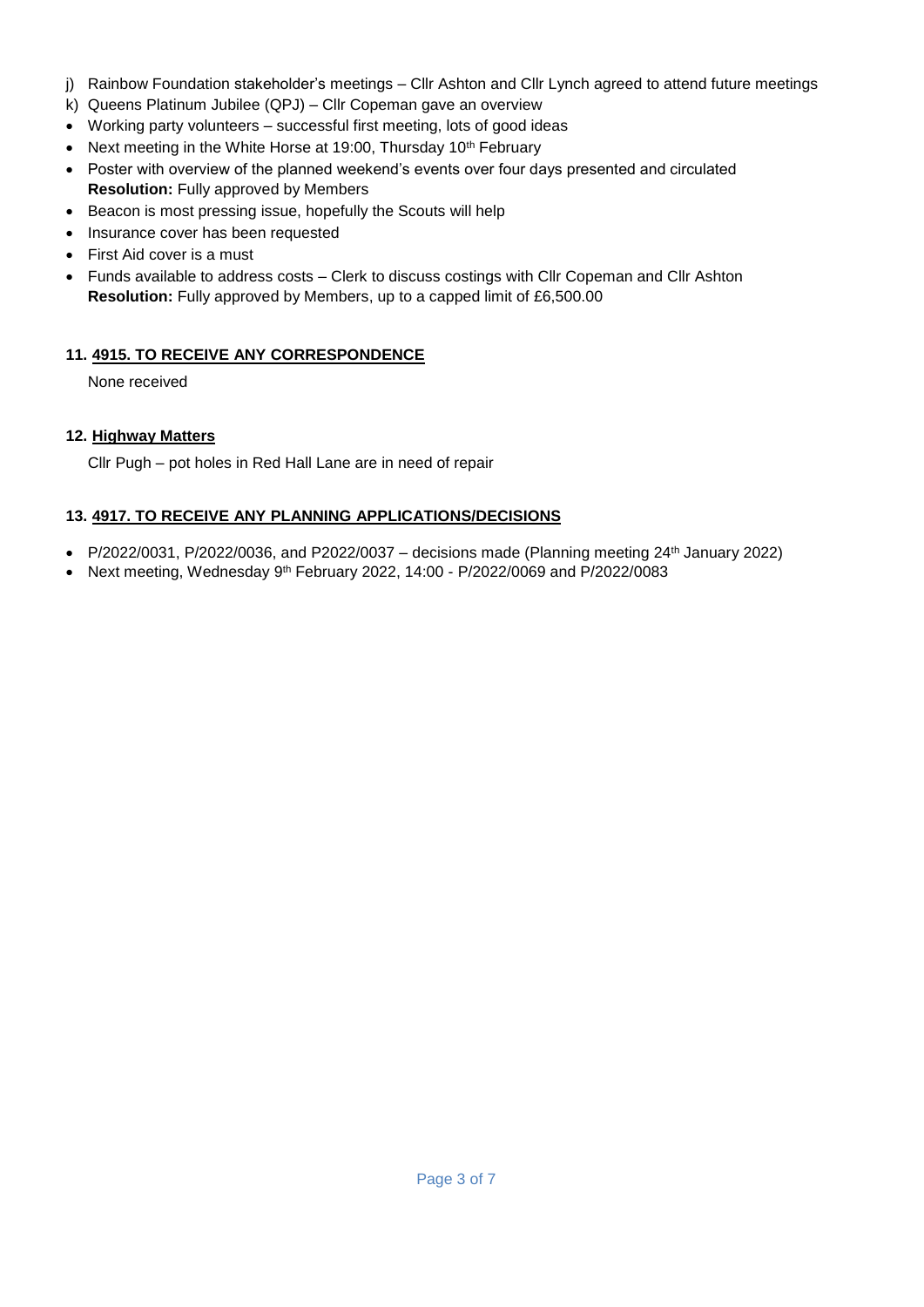j) Rainbow Foundation stakeholder's meetings – Cllr Ashton and Cllr Lynch agreed to attend future meetings

k) Queens Platinum Jubilee (QPJ) – Cllr Copeman gave an overview

- Working party volunteers – successful first meeting, lots of good ideas
- Next meeting in the White Horse at 19:00, Thursday 10th February
- Poster with overview of the planned weekend's events over four days presented and circulated
  **Resolution:** Fully approved by Members
- Beacon is most pressing issue, hopefully the Scouts will help
- Insurance cover has been requested
- First Aid cover is a must
- Funds available to address costs – Clerk to discuss costings with Cllr Copeman and Cllr Ashton
  **Resolution:** Fully approved by Members, up to a capped limit of £6,500.00

**11. <u>4915. TO RECEIVE ANY CORRESPONDENCE</u>**

None received

**12. <u>Highway Matters</u>**

Cllr Pugh – pot holes in Red Hall Lane are in need of repair

**13. <u>4917. TO RECEIVE ANY PLANNING APPLICATIONS/DECISIONS</u>**

- P/2022/0031, P/2022/0036, and P2022/0037 – decisions made (Planning meeting 24th January 2022)
- Next meeting, Wednesday 9th February 2022, 14:00 - P/2022/0069 and P/2022/0083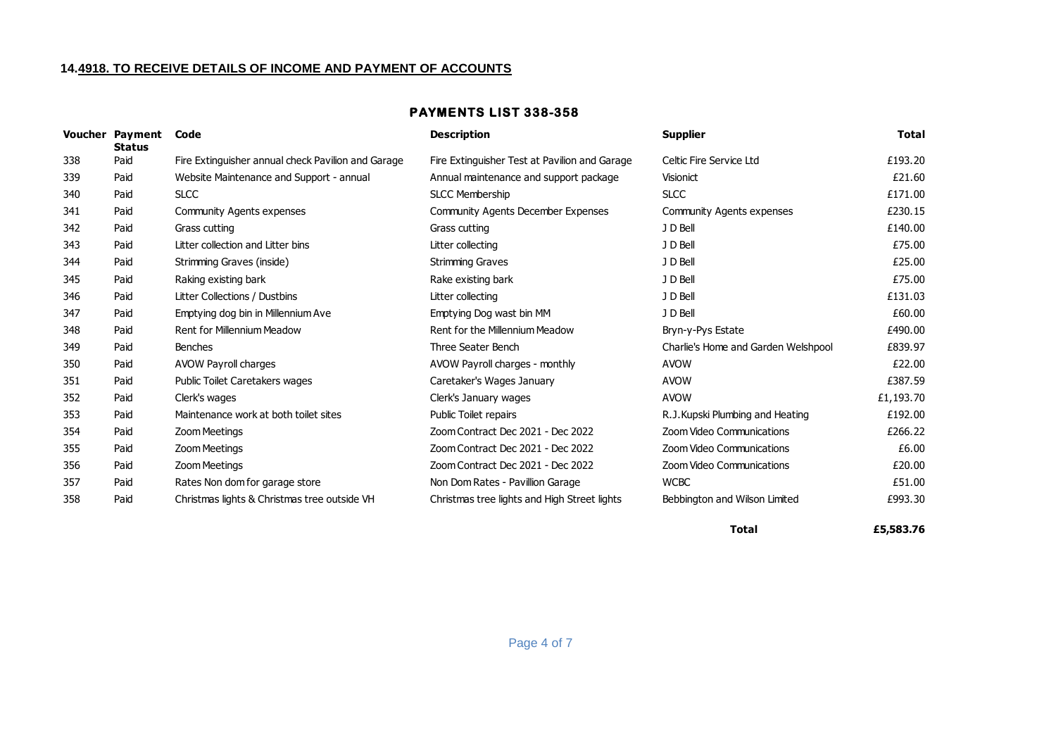**14.4918. TO RECEIVE DETAILS OF INCOME AND PAYMENT OF ACCOUNTS**

## PAYMENTS LIST 338-358

| Voucher | Payment Status | Code | Description | Supplier | Total |
|---|---|---|---|---|---|
| 338 | Paid | Fire Extinguisher annual check Pavilion and Garage | Fire Extinguisher Test at Pavilion and Garage | Celtic Fire Service Ltd | £193.20 |
| 339 | Paid | Website Maintenance and Support - annual | Annual maintenance and support package | Visionict | £21.60 |
| 340 | Paid | SLCC | SLCC Membership | SLCC | £171.00 |
| 341 | Paid | Community Agents expenses | Community Agents December Expenses | Community Agents expenses | £230.15 |
| 342 | Paid | Grass cutting | Grass cutting | J D Bell | £140.00 |
| 343 | Paid | Litter collection and Litter bins | Litter collecting | J D Bell | £75.00 |
| 344 | Paid | Strimming Graves (inside) | Strimming Graves | J D Bell | £25.00 |
| 345 | Paid | Raking existing bark | Rake existing bark | J D Bell | £75.00 |
| 346 | Paid | Litter Collections / Dustbins | Litter collecting | J D Bell | £131.03 |
| 347 | Paid | Emptying dog bin in Millennium Ave | Emptying Dog wast bin MM | J D Bell | £60.00 |
| 348 | Paid | Rent for Millennium Meadow | Rent for the Millennium Meadow | Bryn-y-Pys Estate | £490.00 |
| 349 | Paid | Benches | Three Seater Bench | Charlie's Home and Garden Welshpool | £839.97 |
| 350 | Paid | AVOW Payroll charges | AVOW Payroll charges - monthly | AVOW | £22.00 |
| 351 | Paid | Public Toilet Caretakers wages | Caretaker's Wages January | AVOW | £387.59 |
| 352 | Paid | Clerk's wages | Clerk's January wages | AVOW | £1,193.70 |
| 353 | Paid | Maintenance work at both toilet sites | Public Toilet repairs | R.J.Kupski Plumbing and Heating | £192.00 |
| 354 | Paid | Zoom Meetings | Zoom Contract Dec 2021 - Dec 2022 | Zoom Video Communications | £266.22 |
| 355 | Paid | Zoom Meetings | Zoom Contract Dec 2021 - Dec 2022 | Zoom Video Communications | £6.00 |
| 356 | Paid | Zoom Meetings | Zoom Contract Dec 2021 - Dec 2022 | Zoom Video Communications | £20.00 |
| 357 | Paid | Rates Non dom for garage store | Non Dom Rates - Pavillion Garage | WCBC | £51.00 |
| 358 | Paid | Christmas lights & Christmas tree outside VH | Christmas tree lights and High Street lights | Bebbington and Wilson Limited | £993.30 |
| | | | | **Total** | **£5,583.76** |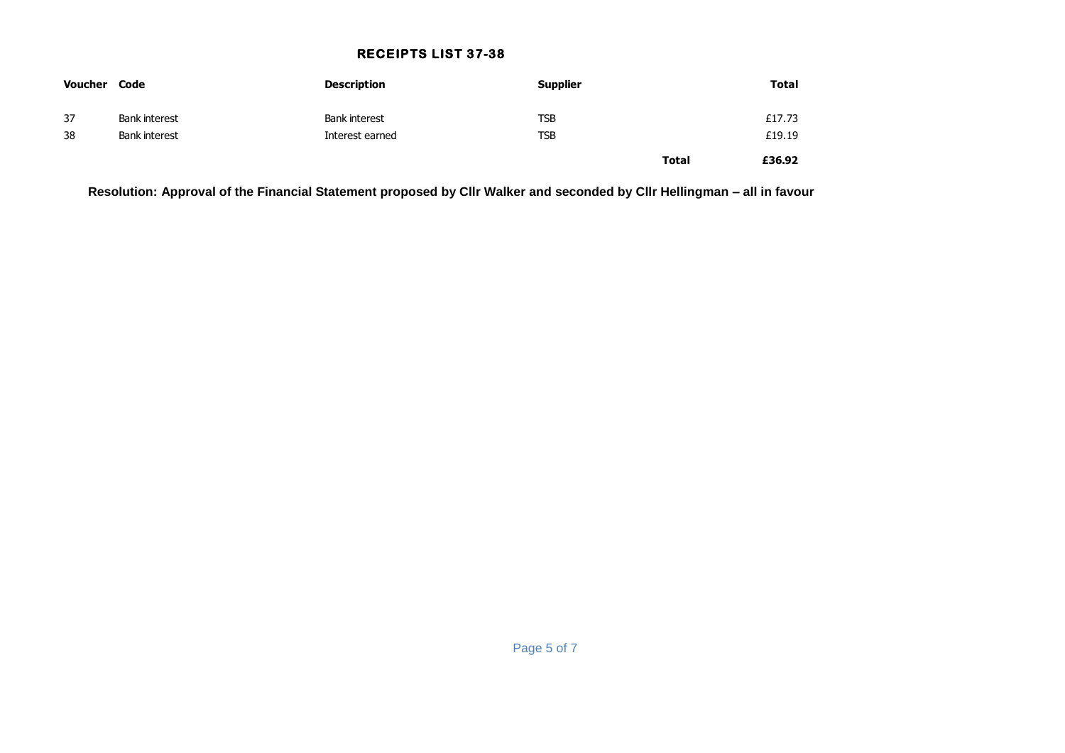## RECEIPTS LIST 37-38

| Voucher | Code | Description | Supplier | | Total |
|---|---|---|---|---|---|
| 37 | Bank interest | Bank interest | TSB | | £17.73 |
| 38 | Bank interest | Interest earned | TSB | | £19.19 |
| | | | | **Total** | **£36.92** |

**Resolution: Approval of the Financial Statement proposed by Cllr Walker and seconded by Cllr Hellingman – all in favour**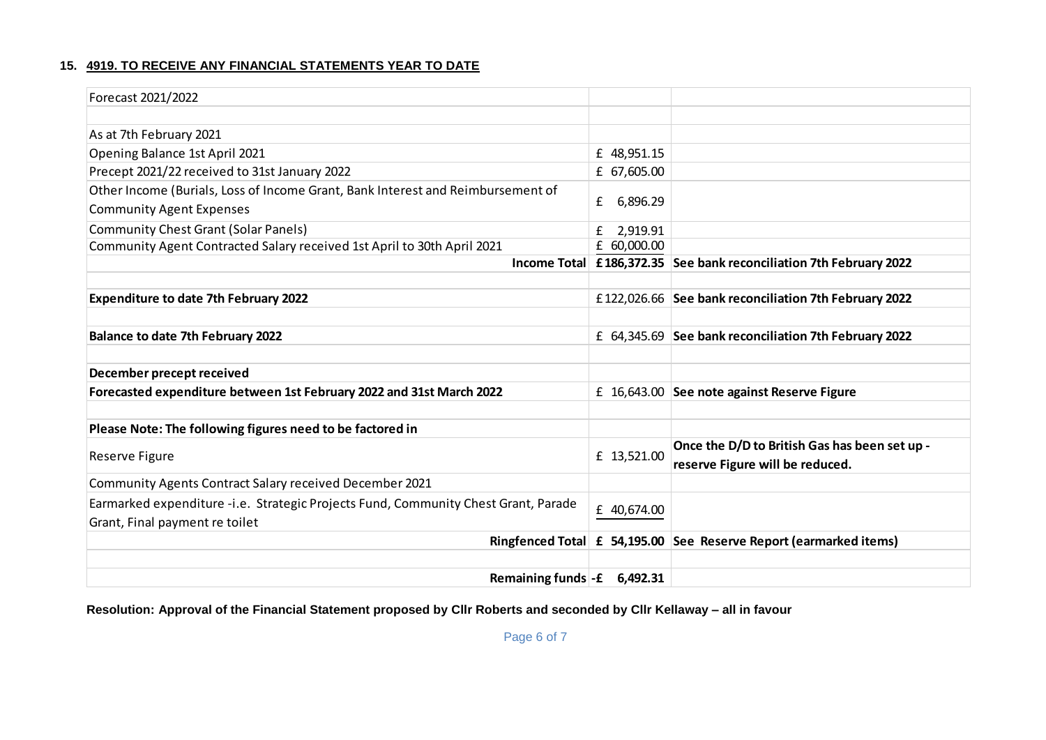**15. <u>4919. TO RECEIVE ANY FINANCIAL STATEMENTS YEAR TO DATE</u>**

| Forecast 2021/2022 | | |
|---|---|---|
| | | |
| As at 7th February 2021 | | |
| Opening Balance 1st April 2021 | £ 48,951.15 | |
| Precept 2021/22 received to 31st January 2022 | £ 67,605.00 | |
| Other Income (Burials, Loss of Income Grant, Bank Interest and Reimbursement of Community Agent Expenses | £ 6,896.29 | |
| Community Chest Grant (Solar Panels) | £ 2,919.91 | |
| Community Agent Contracted Salary received 1st April to 30th April 2021 | £ 60,000.00 | |
| **Income Total** | **£186,372.35** | **See bank reconciliation 7th February 2022** |
| | | |
| **Expenditure to date 7th February 2022** | £122,026.66 | **See bank reconciliation 7th February 2022** |
| | | |
| **Balance to date 7th February 2022** | £ 64,345.69 | **See bank reconciliation 7th February 2022** |
| | | |
| **December precept received** | | |
| **Forecasted expenditure between 1st February 2022 and 31st March 2022** | £ 16,643.00 | **See note against Reserve Figure** |
| | | |
| **Please Note: The following figures need to be factored in** | | |
| Reserve Figure | £ 13,521.00 | **Once the D/D to British Gas has been set up - reserve Figure will be reduced.** |
| Community Agents Contract Salary received December 2021 | | |
| Earmarked expenditure -i.e. Strategic Projects Fund, Community Chest Grant, Parade Grant, Final payment re toilet | £ 40,674.00 | |
| **Ringfenced Total** | **£ 54,195.00** | **See Reserve Report (earmarked items)** |
| | | |
| **Remaining funds** | **-£ 6,492.31** | |

**Resolution: Approval of the Financial Statement proposed by Cllr Roberts and seconded by Cllr Kellaway – all in favour**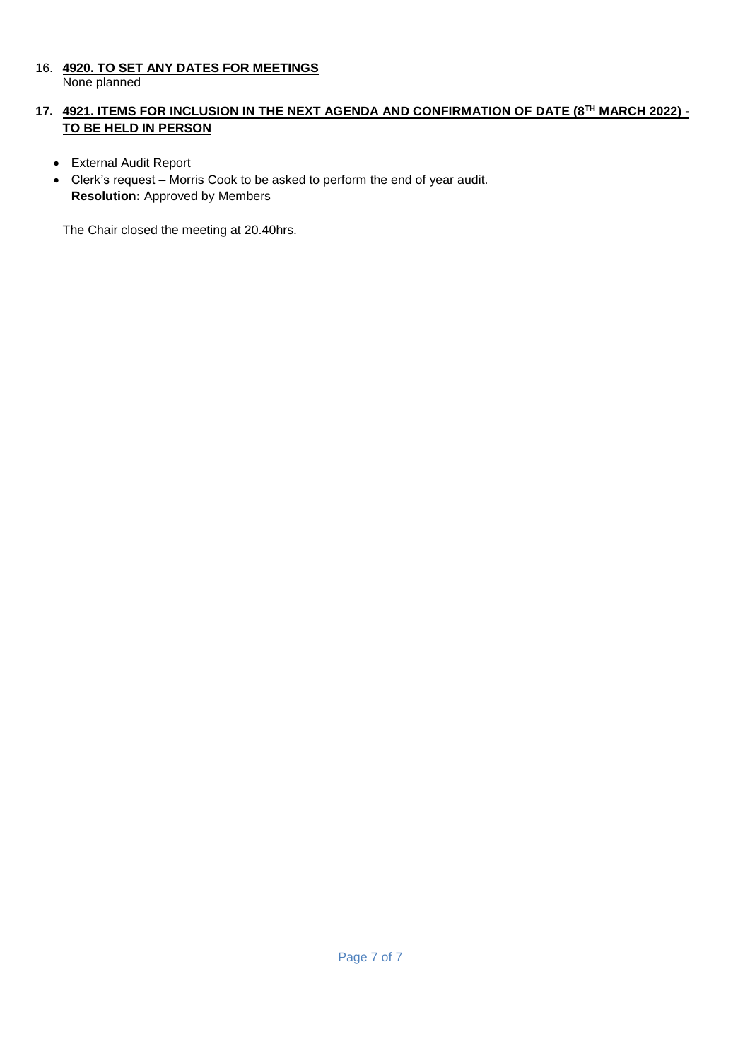16. **4920. TO SET ANY DATES FOR MEETINGS**

    None planned

17. **4921. ITEMS FOR INCLUSION IN THE NEXT AGENDA AND CONFIRMATION OF DATE (8TH MARCH 2022) - TO BE HELD IN PERSON**

    - External Audit Report
    - Clerk's request – Morris Cook to be asked to perform the end of year audit.
      **Resolution:** Approved by Members

    The Chair closed the meeting at 20.40hrs.